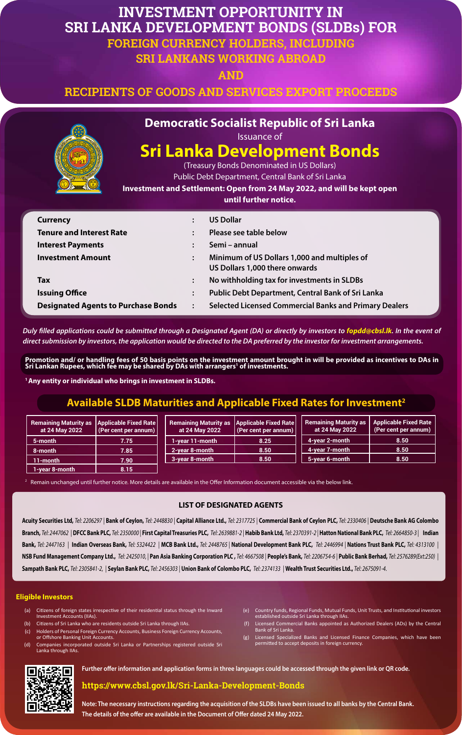# INVESTMENT OPPORTUNITY IN SRI LANKA DEVELOPMENT BONDS (SLDBs) FOR

## FOREIGN CURRENCY HOLDERS, INCLUDING SRI LANKANS WORKING ABROAD AND RECIPIENTS OF GOODS AND SERVICES EXPORT PROCEEDS

**Democratic Socialist Republic of Sri Lanka**

Issuance of

# Sri Lanka Development Bonds

(Treasury Bonds Denominated in US Dollars)

Public Debt Department, Central Bank of Sri Lanka

**Investment and Settlement: Open from 24 May 2022, and will be kept open until further notice.**

| | | |
|---|---|---|
| **Currency** | : | US Dollar |
| **Tenure and Interest Rate** | : | Please see table below |
| **Interest Payments** | : | Semi – annual |
| **Investment Amount** | : | Minimum of US Dollars 1,000 and multiples of US Dollars 1,000 there onwards |
| **Tax** | : | No withholding tax for investments in SLDBs |
| **Issuing Office** | : | Public Debt Department, Central Bank of Sri Lanka |
| **Designated Agents to Purchase Bonds** | : | Selected Licensed Commercial Banks and Primary Dealers |

***Duly filled applications could be submitted through a Designated Agent (DA) or directly by investors to fopdd@cbsl.lk. In the event of direct submission by investors, the application would be directed to the DA preferred by the investor for investment arrangements.***

**Promotion and/ or handling fees of 50 basis points on the investment amount brought in will be provided as incentives to DAs in Sri Lankan Rupees, which fee may be shared by DAs with arrangers[1] of investments.**

**[1] Any entity or individual who brings in investment in SLDBs.**

## Available SLDB Maturities and Applicable Fixed Rates for Investment[2]

| Remaining Maturity as at 24 May 2022 | Applicable Fixed Rate (Per cent per annum) |
|---|---|
| 5-month | 7.75 |
| 8-month | 7.85 |
| 11-month | 7.90 |
| 1-year 8-month | 8.15 |
| 1-year 11-month | 8.25 |
| 2-year 8-month | 8.50 |
| 3-year 8-month | 8.50 |
| 4-year 2-month | 8.50 |
| 4-year 7-month | 8.50 |
| 5-year 6-month | 8.50 |

[2] Remain unchanged until further notice. More details are available in the Offer Information document accessible via the below link.

### LIST OF DESIGNATED AGENTS

**Acuity Securities Ltd,** *Tel: 2206297* | **Bank of Ceylon,** *Tel: 2448830* | **Capital Alliance Ltd.,** *Tel: 2317725* | **Commercial Bank of Ceylon PLC,** *Tel: 2330406* | **Deutsche Bank AG Colombo Branch,** *Tel: 2447062* | **DFCC Bank PLC,** *Tel: 2350000* | **First Capital Treasuries PLC,** *Tel: 2639881-2* | **Habib Bank Ltd,** *Tel: 2370391-2* | **Hatton National Bank PLC,** *Tel: 2664850-3* | **Indian Bank,** *Tel: 2447163* | **Indian Overseas Bank,** *Tel: 5324422* | **MCB Bank Ltd.,** *Tel: 2448765* | **National Development Bank PLC,** *Tel: 2446994* | **Nations Trust Bank PLC,** *Tel: 4313100* | **NSB Fund Management Company Ltd.,** *Tel: 2425010,* | **Pan Asia Banking Corporation PLC ,** *Tel: 4667508* | **People's Bank,** *Tel: 2206754-6* | **Public Bank Berhad,** *Tel: 2576289(Ext:250)* | **Sampath Bank PLC,** *Tel: 2305841-2,* | **Seylan Bank PLC,** *Tel: 2456303* | **Union Bank of Colombo PLC,** *Tel: 2374133* | **Wealth Trust Securities Ltd.,** *Tel: 2675091-4.*

### Eligible Investors

(a) Citizens of foreign states irrespective of their residential status through the Inward Investment Accounts (IIAs).

(b) Citizens of Sri Lanka who are residents outside Sri Lanka through IIAs.

(c) Holders of Personal Foreign Currency Accounts, Business Foreign Currency Accounts, or Offshore Banking Unit Accounts.

(d) Companies incorporated outside Sri Lanka or Partnerships registered outside Sri Lanka through IIAs.

(e) Country funds, Regional Funds, Mutual Funds, Unit Trusts, and Institutional investors established outside Sri Lanka through IIAs.

(f) Licensed Commercial Banks appointed as Authorized Dealers (ADs) by the Central Bank of Sri Lanka.

(g) Licensed Specialized Banks and Licensed Finance Companies, which have been permitted to accept deposits in foreign currency.

**Further offer information and application forms in three languages could be accessed through the given link or QR code.**

**https://www.cbsl.gov.lk/Sri-Lanka-Development-Bonds**

**Note: The necessary instructions regarding the acquisition of the SLDBs have been issued to all banks by the Central Bank. The details of the offer are available in the Document of Offer dated 24 May 2022.**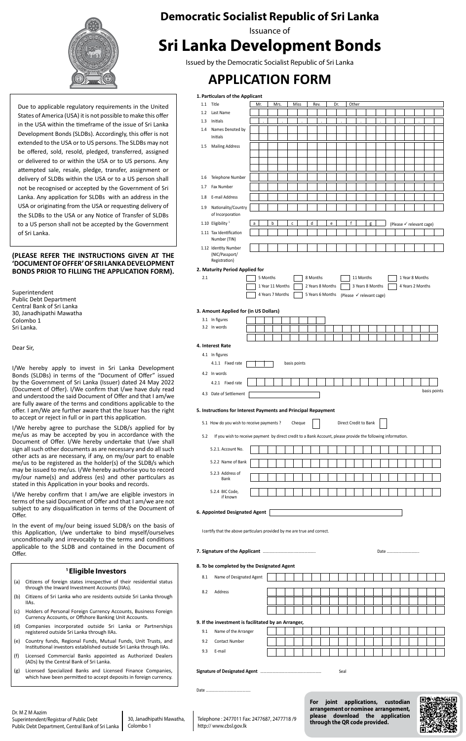# Democratic Socialist Republic of Sri Lanka

Issuance of

# Sri Lanka Development Bonds

Issued by the Democratic Socialist Republic of Sri Lanka

# APPLICATION FORM

Due to applicable regulatory requirements in the United States of America (USA) it is not possible to make this offer in the USA within the timeframe of the issue of Sri Lanka Development Bonds (SLDBs). Accordingly, this offer is not extended to the USA or to US persons. The SLDBs may not be offered, sold, resold, pledged, transferred, assigned or delivered to or within the USA or to US persons. Any attempted sale, resale, pledge, transfer, assignment or delivery of SLDBs within the USA or to a US person shall not be recognised or accepted by the Government of Sri Lanka. Any application for SLDBs with an address in the USA or originating from the USA or requesting delivery of the SLDBs to the USA or any Notice of Transfer of SLDBs to a US person shall not be accepted by the Government of Sri Lanka.

**(PLEASE REFER THE INSTRUCTIONS GIVEN AT THE 'DOCUMENT OF OFFER' OF SRI LANKA DEVELOPMENT BONDS PRIOR TO FILLING THE APPLICATION FORM).**

Superintendent
Public Debt Department
Central Bank of Sri Lanka
30, Janadhipathi Mawatha
Colombo 1
Sri Lanka.

Dear Sir,

I/We hereby apply to invest in Sri Lanka Development Bonds (SLDBs) in terms of the "Document of Offer" issued by the Government of Sri Lanka (Issuer) dated 24 May 2022 (Document of Offer). I/We confirm that I/we have duly read and understood the said Document of Offer and that I am/we are fully aware of the terms and conditions applicable to the offer. I am/We are further aware that the Issuer has the right to accept or reject in full or in part this application.

I/We hereby agree to purchase the SLDB/s applied for by me/us as may be accepted by you in accordance with the Document of Offer. I/We hereby undertake that I/we shall sign all such other documents as are necessary and do all such other acts as are necessary, if any, on my/our part to enable me/us to be registered as the holder(s) of the SLDB/s which may be issued to me/us. I/We hereby authorise you to record my/our name(s) and address (es) and other particulars as stated in this Application in your books and records.

I/We hereby confirm that I am/we are eligible investors in terms of the said Document of Offer and that I am/we are not subject to any disqualification in terms of the Document of Offer.

In the event of my/our being issued SLDB/s on the basis of this Application, I/we undertake to bind myself/ourselves unconditionally and irrevocably to the terms and conditions applicable to the SLDB and contained in the Document of Offer.

### [1] Eligible Investors

(a) Citizens of foreign states irrespective of their residential status through the Inward Investment Accounts (IIAs).

(b) Citizens of Sri Lanka who are residents outside Sri Lanka through IIAs.

(c) Holders of Personal Foreign Currency Accounts, Business Foreign Currency Accounts, or Offshore Banking Unit Accounts.

(d) Companies incorporated outside Sri Lanka or Partnerships registered outside Sri Lanka through IIAs.

(e) Country funds, Regional Funds, Mutual Funds, Unit Trusts, and Institutional investors established outside Sri Lanka through IIAs.

(f) Licensed Commercial Banks appointed as Authorized Dealers (ADs) by the Central Bank of Sri Lanka.

(g) Licensed Specialized Banks and Licensed Finance Companies, which have been permitted to accept deposits in foreign currency.

**1. Particulars of the Applicant**

1.1 Title: Mr. / Mrs. / Miss / Rev. / Dr. / Other

1.2 Last Name

1.3 Initials

1.4 Names Denoted by Initials

1.5 Mailing Address

1.6 Telephone Number

1.7 Fax Number

1.8 E-mail Address

1.9 Nationality/Country of Incorporation

1.10 Eligibility [1]: a / b / c / d / e / f / g (Please ✓ relevant cage)

1.11 Tax Identification Number (TIN)

1.12 Identity Number (NIC/Passport/Registration)

**2. Maturity Period Applied for**

2.1

| | | | |
|---|---|---|---|
| 5 Months | 8 Months | 11 Months | 1 Year 8 Months |
| 1 Year 11 Months | 2 Years 8 Months | 3 Years 8 Months | 4 Years 2 Months |
| 4 Years 7 Months | 5 Years 6 Months | (Please ✓ relevant cage) | |

**3. Amount Applied for (in US Dollars)**

3.1 In figures

3.2 In words

**4. Interest Rate**

4.1 In figures

4.1.1 Fixed rate ______ basis points

4.2 In words

4.2.1 Fixed rate ______ basis points

4.3 Date of Settlement

**5. Instructions for Interest Payments and Principal Repayment**

5.1 How do you wish to receive payments ? Cheque / Direct Credit to Bank

5.2 If you wish to receive payment by direct credit to a Bank Account, please provide the following information.

5.2.1. Account No.

5.2.2 Name of Bank

5.2.3 Address of Bank

5.2.4 BIC Code, if known

**6. Appointed Designated Agent**

I certify that the above particulars provided by me are true and correct.

**7. Signature of the Applicant** .................................................... Date ................................

**8. To be completed by the Designated Agent**

8.1 Name of Designated Agent

8.2 Address

**9. If the investment is facilitated by an Arranger,**

9.1 Name of the Arranger

9.2 Contact Number

9.3 E-mail

**Signature of Designated Agent** ........................................................ Seal

Date ..........................................

**For joint applications, custodian arrangement or nominee arrangement, please download the application through the QR code provided.**

Dr. M Z M Aazim
Superintendent/Registrar of Public Debt
Public Debt Department, Central Bank of Sri Lanka

30, Janadhipathi Mawatha, Colombo 1

Telephone : 2477011 Fax: 2477687, 2477718 /9
http:// www.cbsl.gov.lk